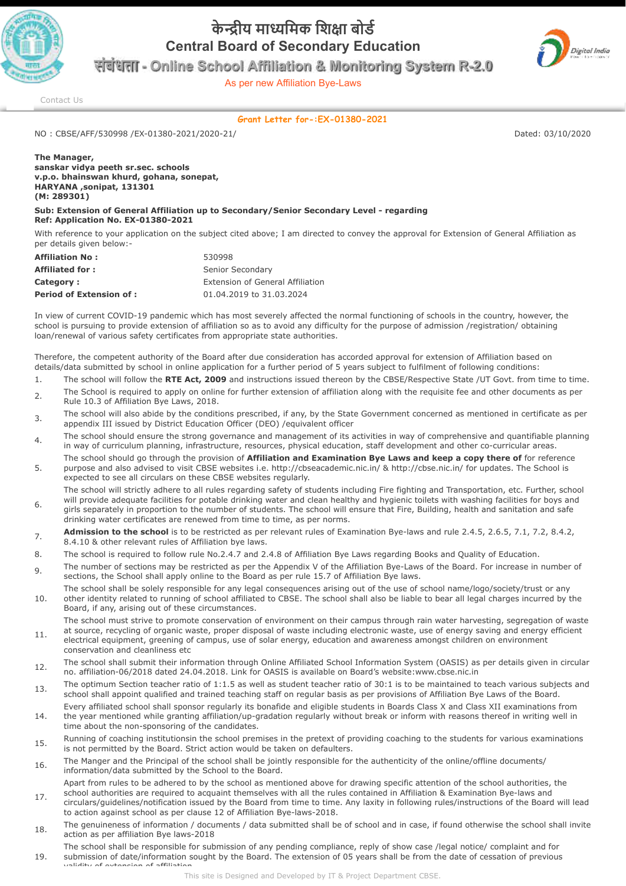# केन्द्रीय माध्यमिक शिक्षा बोर्ड

## Central Board of Secondary Education

### संबंधता - Online School Affiliation & Monitoring System R-2.0

As per new Affiliation Bye-Laws

Contact Us

**Grant Letter for-:EX-01380-2021**

NO : CBSE/AFF/530998 /EX-01380-2021/2020-21/ Dated: 03/10/2020

**The Manager,**
**sanskar vidya peeth sr.sec. schools**
**v.p.o. bhainswan khurd, gohana, sonepat,**
**HARYANA ,sonipat, 131301**
**(M: 289301)**

**Sub: Extension of General Affiliation up to Secondary/Senior Secondary Level - regarding**
**Ref: Application No. EX-01380-2021**

With reference to your application on the subject cited above; I am directed to convey the approval for Extension of General Affiliation as per details given below:-

| | |
|---|---|
| **Affiliation No :** | 530998 |
| **Affiliated for :** | Senior Secondary |
| **Category :** | Extension of General Affiliation |
| **Period of Extension of :** | 01.04.2019 to 31.03.2024 |

In view of current COVID-19 pandemic which has most severely affected the normal functioning of schools in the country, however, the school is pursuing to provide extension of affiliation so as to avoid any difficulty for the purpose of admission /registration/ obtaining loan/renewal of various safety certificates from appropriate state authorities.

Therefore, the competent authority of the Board after due consideration has accorded approval for extension of Affiliation based on details/data submitted by school in online application for a further period of 5 years subject to fulfilment of following conditions:

1. The school will follow the **RTE Act, 2009** and instructions issued thereon by the CBSE/Respective State /UT Govt. from time to time.
2. The School is required to apply on online for further extension of affiliation along with the requisite fee and other documents as per Rule 10.3 of Affiliation Bye Laws, 2018.
3. The school will also abide by the conditions prescribed, if any, by the State Government concerned as mentioned in certificate as per appendix III issued by District Education Officer (DEO) /equivalent officer
4. The school should ensure the strong governance and management of its activities in way of comprehensive and quantifiable planning in way of curriculum planning, infrastructure, resources, physical education, staff development and other co-curricular areas.
5. The school should go through the provision of **Affiliation and Examination Bye Laws and keep a copy there of** for reference purpose and also advised to visit CBSE websites i.e. http://cbseacademic.nic.in/ & http://cbse.nic.in/ for updates. The School is expected to see all circulars on these CBSE websites regularly.
6. The school will strictly adhere to all rules regarding safety of students including Fire fighting and Transportation, etc. Further, school will provide adequate facilities for potable drinking water and clean healthy and hygienic toilets with washing facilities for boys and girls separately in proportion to the number of students. The school will ensure that Fire, Building, health and sanitation and safe drinking water certificates are renewed from time to time, as per norms.
7. **Admission to the school** is to be restricted as per relevant rules of Examination Bye-laws and rule 2.4.5, 2.6.5, 7.1, 7.2, 8.4.2, 8.4.10 & other relevant rules of Affiliation bye laws.
8. The school is required to follow rule No.2.4.7 and 2.4.8 of Affiliation Bye Laws regarding Books and Quality of Education.
9. The number of sections may be restricted as per the Appendix V of the Affiliation Bye-Laws of the Board. For increase in number of sections, the School shall apply online to the Board as per rule 15.7 of Affiliation Bye laws.
10. The school shall be solely responsible for any legal consequences arising out of the use of school name/logo/society/trust or any other identity related to running of school affiliated to CBSE. The school shall also be liable to bear all legal charges incurred by the Board, if any, arising out of these circumstances.
11. The school must strive to promote conservation of environment on their campus through rain water harvesting, segregation of waste at source, recycling of organic waste, proper disposal of waste including electronic waste, use of energy saving and energy efficient electrical equipment, greening of campus, use of solar energy, education and awareness amongst children on environment conservation and cleanliness etc
12. The school shall submit their information through Online Affiliated School Information System (OASIS) as per details given in circular no. affiliation-06/2018 dated 24.04.2018. Link for OASIS is available on Board's website:www.cbse.nic.in
13. The optimum Section teacher ratio of 1:1.5 as well as student teacher ratio of 30:1 is to be maintained to teach various subjects and school shall appoint qualified and trained teaching staff on regular basis as per provisions of Affiliation Bye Laws of the Board.
14. Every affiliated school shall sponsor regularly its bonafide and eligible students in Boards Class X and Class XII examinations from the year mentioned while granting affiliation/up-gradation regularly without break or inform with reasons thereof in writing well in time about the non-sponsoring of the candidates.
15. Running of coaching institutionsin the school premises in the pretext of providing coaching to the students for various examinations is not permitted by the Board. Strict action would be taken on defaulters.
16. The Manger and the Principal of the school shall be jointly responsible for the authenticity of the online/offline documents/ information/data submitted by the School to the Board.
17. Apart from rules to be adhered to by the school as mentioned above for drawing specific attention of the school authorities, the school authorities are required to acquaint themselves with all the rules contained in Affiliation & Examination Bye-laws and circulars/guidelines/notification issued by the Board from time to time. Any laxity in following rules/instructions of the Board will lead to action against school as per clause 12 of Affiliation Bye-laws-2018.
18. The genuineness of information / documents / data submitted shall be of school and in case, if found otherwise the school shall invite action as per affiliation Bye laws-2018
19. The school shall be responsible for submission of any pending compliance, reply of show case /legal notice/ complaint and for submission of date/information sought by the Board. The extension of 05 years shall be from the date of cessation of previous validity of extension of affiliation.

This site is Designed and Developed by IT & Project Department CBSE.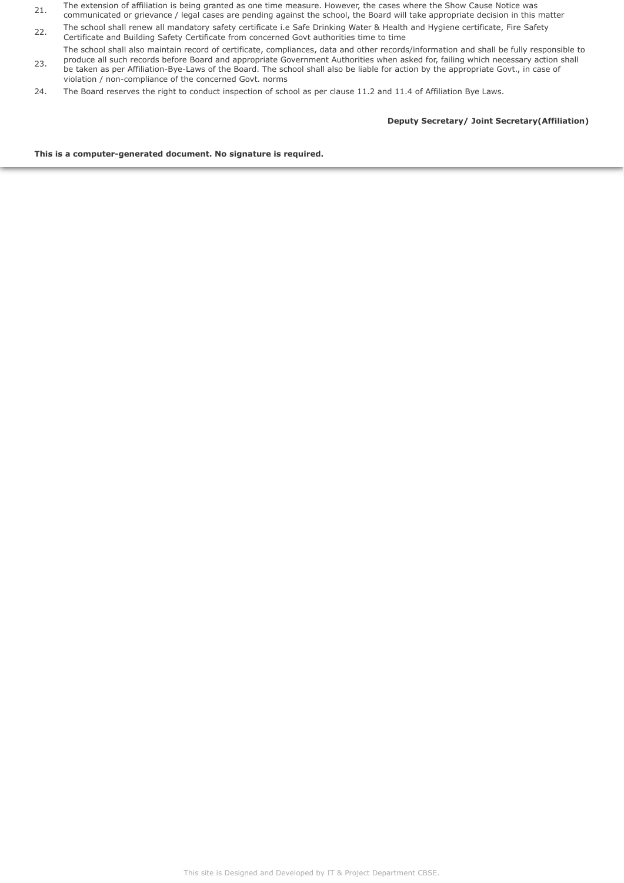21. The extension of affiliation is being granted as one time measure. However, the cases where the Show Cause Notice was communicated or grievance / legal cases are pending against the school, the Board will take appropriate decision in this matter
22. The school shall renew all mandatory safety certificate i.e Safe Drinking Water & Health and Hygiene certificate, Fire Safety Certificate and Building Safety Certificate from concerned Govt authorities time to time
23. The school shall also maintain record of certificate, compliances, data and other records/information and shall be fully responsible to produce all such records before Board and appropriate Government Authorities when asked for, failing which necessary action shall be taken as per Affiliation-Bye-Laws of the Board. The school shall also be liable for action by the appropriate Govt., in case of violation / non-compliance of the concerned Govt. norms
24. The Board reserves the right to conduct inspection of school as per clause 11.2 and 11.4 of Affiliation Bye Laws.

**Deputy Secretary/ Joint Secretary(Affiliation)**

**This is a computer-generated document. No signature is required.**

This site is Designed and Developed by IT & Project Department CBSE.